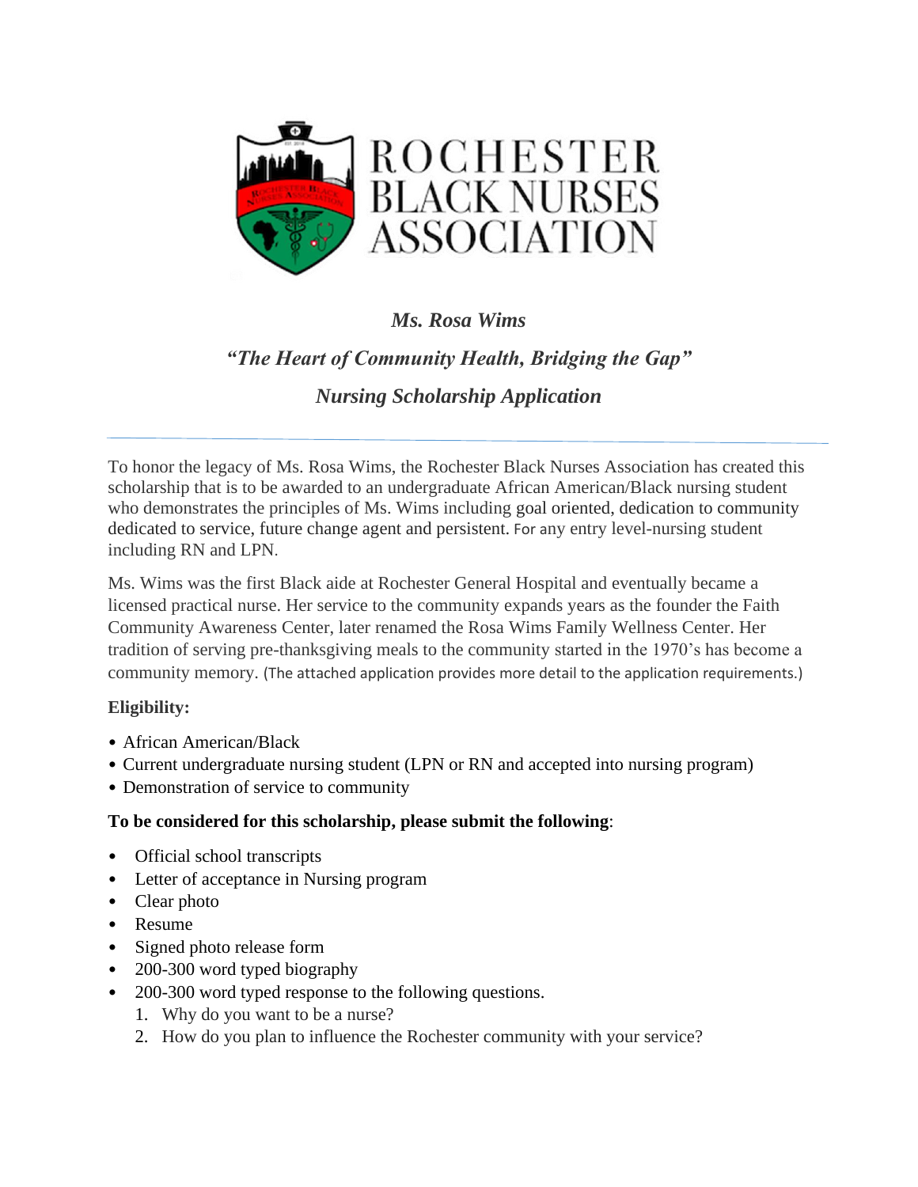ROCHESTER BLACK NURSES ASSOCIATION

### *Ms. Rosa Wims*

### *"The Heart of Community Health, Bridging the Gap"*

### *Nursing Scholarship Application*

---

To honor the legacy of Ms. Rosa Wims, the Rochester Black Nurses Association has created this scholarship that is to be awarded to an undergraduate African American/Black nursing student who demonstrates the principles of Ms. Wims including goal oriented, dedication to community dedicated to service, future change agent and persistent. For any entry level-nursing student including RN and LPN.

Ms. Wims was the first Black aide at Rochester General Hospital and eventually became a licensed practical nurse. Her service to the community expands years as the founder the Faith Community Awareness Center, later renamed the Rosa Wims Family Wellness Center. Her tradition of serving pre-thanksgiving meals to the community started in the 1970's has become a community memory. (The attached application provides more detail to the application requirements.)

**Eligibility:**

- African American/Black
- Current undergraduate nursing student (LPN or RN and accepted into nursing program)
- Demonstration of service to community

**To be considered for this scholarship, please submit the following**:

- Official school transcripts
- Letter of acceptance in Nursing program
- Clear photo
- Resume
- Signed photo release form
- 200-300 word typed biography
- 200-300 word typed response to the following questions.
  1. Why do you want to be a nurse?
  2. How do you plan to influence the Rochester community with your service?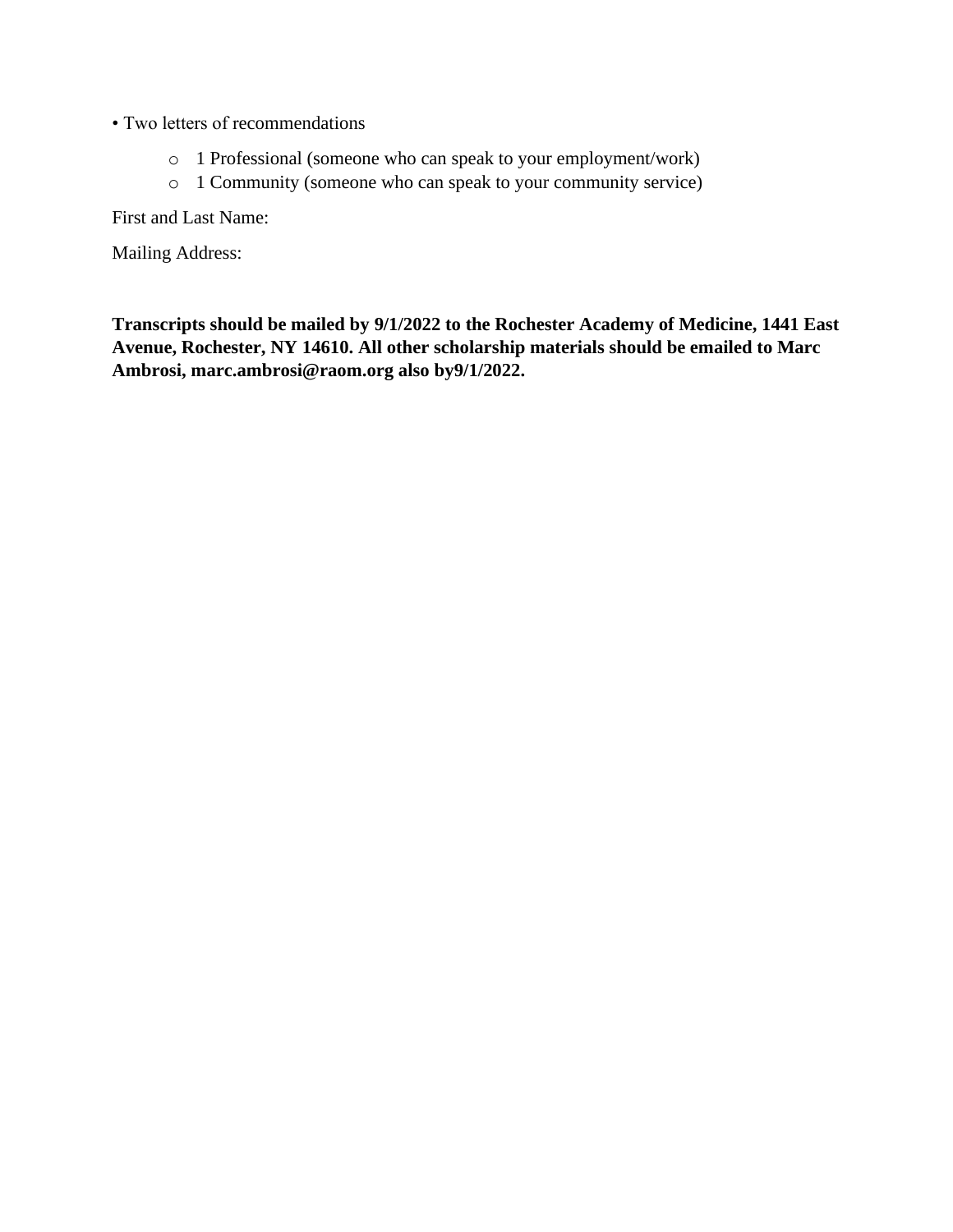- Two letters of recommendations
  - 1 Professional (someone who can speak to your employment/work)
  - 1 Community (someone who can speak to your community service)

First and Last Name:

Mailing Address:

**Transcripts should be mailed by 9/1/2022 to the Rochester Academy of Medicine, 1441 East Avenue, Rochester, NY 14610. All other scholarship materials should be emailed to Marc Ambrosi, marc.ambrosi@raom.org also by9/1/2022.**